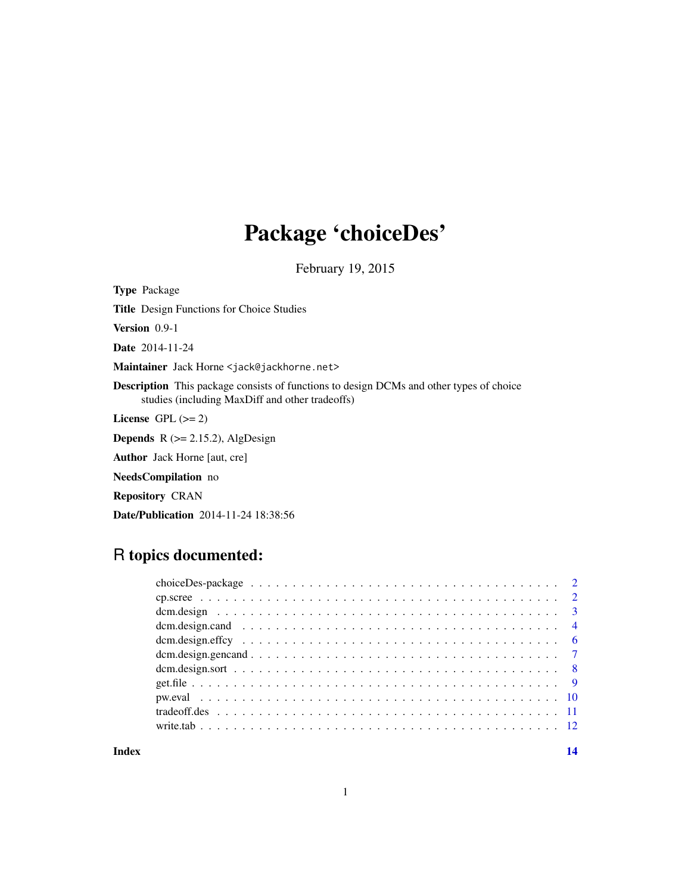# Package 'choiceDes'

February 19, 2015

**Type** Package

**Title** Design Functions for Choice Studies

**Version** 0.9-1

**Date** 2014-11-24

**Maintainer** Jack Horne <jack@jackhorne.net>

**Description** This package consists of functions to design DCMs and other types of choice studies (including MaxDiff and other tradeoffs)

**License** GPL (>= 2)

**Depends** R (>= 2.15.2), AlgDesign

**Author** Jack Horne [aut, cre]

**NeedsCompilation** no

**Repository** CRAN

**Date/Publication** 2014-11-24 18:38:56

## R topics documented:

| | |
|---|---|
| choiceDes-package | 2 |
| cp.scree | 2 |
| dcm.design | 3 |
| dcm.design.cand | 4 |
| dcm.design.effcy | 6 |
| dcm.design.gencand | 7 |
| dcm.design.sort | 8 |
| get.file | 9 |
| pw.eval | 10 |
| tradeoff.des | 11 |
| write.tab | 12 |

**Index** 14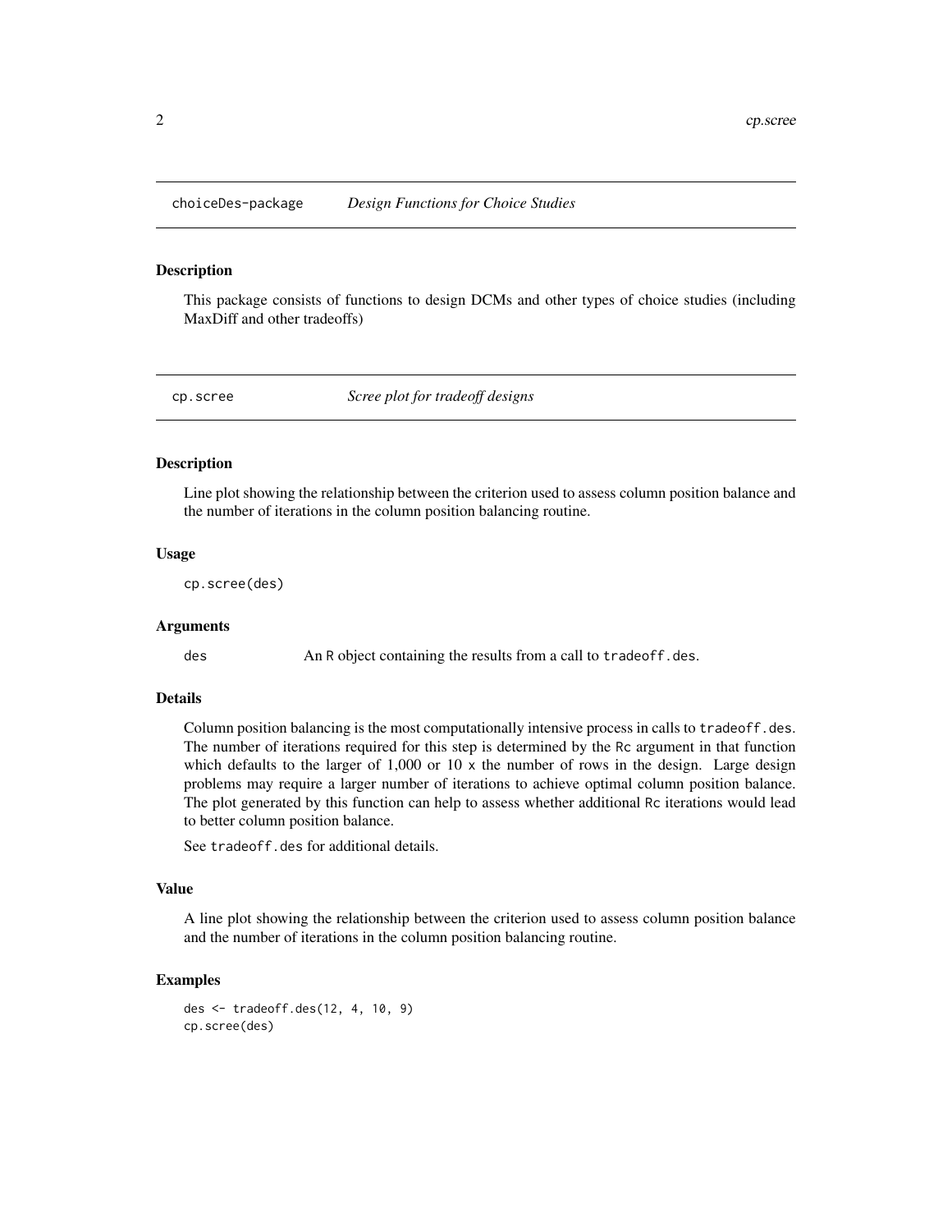## choiceDes-package *Design Functions for Choice Studies*

### Description

This package consists of functions to design DCMs and other types of choice studies (including MaxDiff and other tradeoffs)

## cp.scree *Scree plot for tradeoff designs*

### Description

Line plot showing the relationship between the criterion used to assess column position balance and the number of iterations in the column position balancing routine.

### Usage

```
cp.scree(des)
```

### Arguments

des An R object containing the results from a call to `tradeoff.des`.

### Details

Column position balancing is the most computationally intensive process in calls to `tradeoff.des`. The number of iterations required for this step is determined by the Rc argument in that function which defaults to the larger of 1,000 or 10 x the number of rows in the design. Large design problems may require a larger number of iterations to achieve optimal column position balance. The plot generated by this function can help to assess whether additional Rc iterations would lead to better column position balance.

See `tradeoff.des` for additional details.

### Value

A line plot showing the relationship between the criterion used to assess column position balance and the number of iterations in the column position balancing routine.

### Examples

```
des <- tradeoff.des(12, 4, 10, 9)
cp.scree(des)
```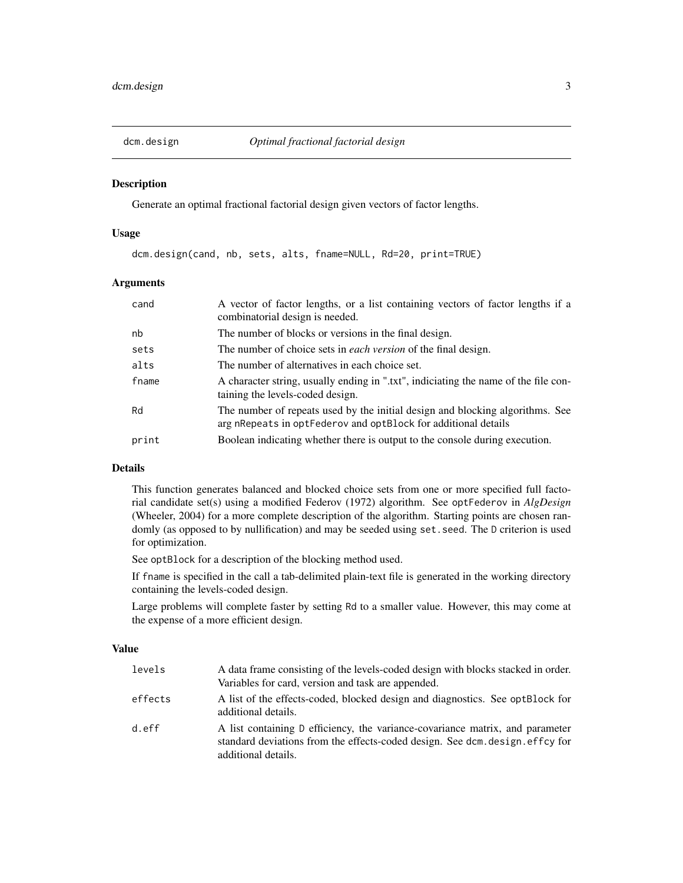## dcm.design — *Optimal fractional factorial design*

### Description

Generate an optimal fractional factorial design given vectors of factor lengths.

### Usage

```
dcm.design(cand, nb, sets, alts, fname=NULL, Rd=20, print=TRUE)
```

### Arguments

| | |
|---|---|
| cand | A vector of factor lengths, or a list containing vectors of factor lengths if a combinatorial design is needed. |
| nb | The number of blocks or versions in the final design. |
| sets | The number of choice sets in *each version* of the final design. |
| alts | The number of alternatives in each choice set. |
| fname | A character string, usually ending in ".txt", indiciating the name of the file containing the levels-coded design. |
| Rd | The number of repeats used by the initial design and blocking algorithms. See arg nRepeats in optFederov and optBlock for additional details |
| print | Boolean indicating whether there is output to the console during execution. |

### Details

This function generates balanced and blocked choice sets from one or more specified full factorial candidate set(s) using a modified Federov (1972) algorithm. See optFederov in *AlgDesign* (Wheeler, 2004) for a more complete description of the algorithm. Starting points are chosen randomly (as opposed to by nullification) and may be seeded using set.seed. The D criterion is used for optimization.

See optBlock for a description of the blocking method used.

If fname is specified in the call a tab-delimited plain-text file is generated in the working directory containing the levels-coded design.

Large problems will complete faster by setting Rd to a smaller value. However, this may come at the expense of a more efficient design.

### Value

| | |
|---|---|
| levels | A data frame consisting of the levels-coded design with blocks stacked in order. Variables for card, version and task are appended. |
| effects | A list of the effects-coded, blocked design and diagnostics. See optBlock for additional details. |
| d.eff | A list containing D efficiency, the variance-covariance matrix, and parameter standard deviations from the effects-coded design. See dcm.design.effcy for additional details. |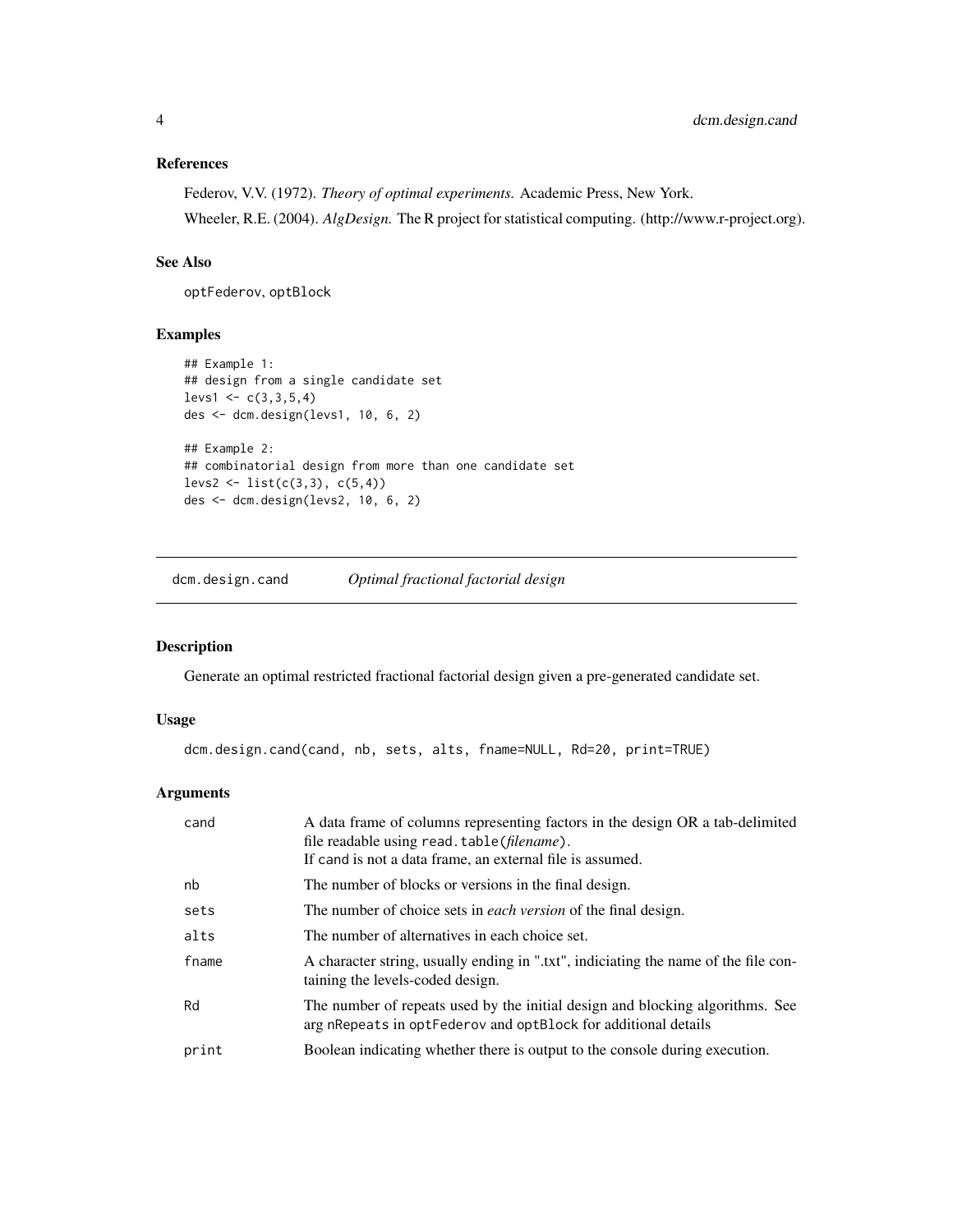### References

Federov, V.V. (1972). *Theory of optimal experiments.* Academic Press, New York.

Wheeler, R.E. (2004). *AlgDesign.* The R project for statistical computing. (http://www.r-project.org).

### See Also

optFederov, optBlock

### Examples

```
## Example 1:
## design from a single candidate set
levs1 <- c(3,3,5,4)
des <- dcm.design(levs1, 10, 6, 2)

## Example 2:
## combinatorial design from more than one candidate set
levs2 <- list(c(3,3), c(5,4))
des <- dcm.design(levs2, 10, 6, 2)
```

---

## dcm.design.cand *Optimal fractional factorial design*

### Description

Generate an optimal restricted fractional factorial design given a pre-generated candidate set.

### Usage

```
dcm.design.cand(cand, nb, sets, alts, fname=NULL, Rd=20, print=TRUE)
```

### Arguments

| | |
|---|---|
| cand | A data frame of columns representing factors in the design OR a tab-delimited file readable using read.table(*filename*). If cand is not a data frame, an external file is assumed. |
| nb | The number of blocks or versions in the final design. |
| sets | The number of choice sets in *each version* of the final design. |
| alts | The number of alternatives in each choice set. |
| fname | A character string, usually ending in ".txt", indiciating the name of the file containing the levels-coded design. |
| Rd | The number of repeats used by the initial design and blocking algorithms. See arg nRepeats in optFederov and optBlock for additional details |
| print | Boolean indicating whether there is output to the console during execution. |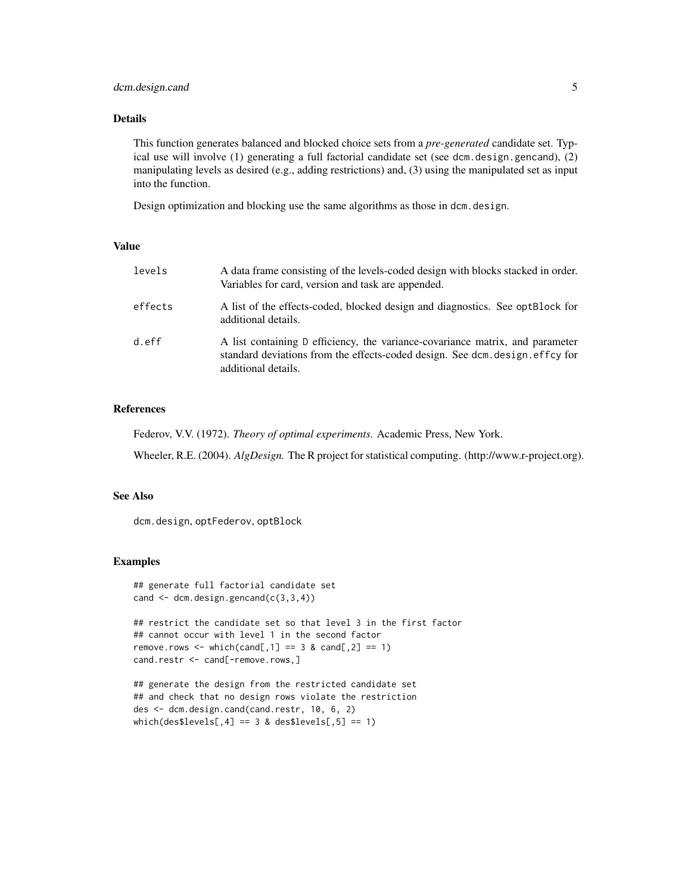## Details

This function generates balanced and blocked choice sets from a *pre-generated* candidate set. Typical use will involve (1) generating a full factorial candidate set (see dcm.design.gencand), (2) manipulating levels as desired (e.g., adding restrictions) and, (3) using the manipulated set as input into the function.

Design optimization and blocking use the same algorithms as those in dcm.design.

## Value

| | |
|---|---|
| levels | A data frame consisting of the levels-coded design with blocks stacked in order. Variables for card, version and task are appended. |
| effects | A list of the effects-coded, blocked design and diagnostics. See optBlock for additional details. |
| d.eff | A list containing D efficiency, the variance-covariance matrix, and parameter standard deviations from the effects-coded design. See dcm.design.effcy for additional details. |

## References

Federov, V.V. (1972). *Theory of optimal experiments.* Academic Press, New York.

Wheeler, R.E. (2004). *AlgDesign.* The R project for statistical computing. (http://www.r-project.org).

## See Also

dcm.design, optFederov, optBlock

## Examples

```
## generate full factorial candidate set
cand <- dcm.design.gencand(c(3,3,4))

## restrict the candidate set so that level 3 in the first factor
## cannot occur with level 1 in the second factor
remove.rows <- which(cand[,1] == 3 & cand[,2] == 1)
cand.restr <- cand[-remove.rows,]

## generate the design from the restricted candidate set
## and check that no design rows violate the restriction
des <- dcm.design.cand(cand.restr, 10, 6, 2)
which(des$levels[,4] == 3 & des$levels[,5] == 1)
```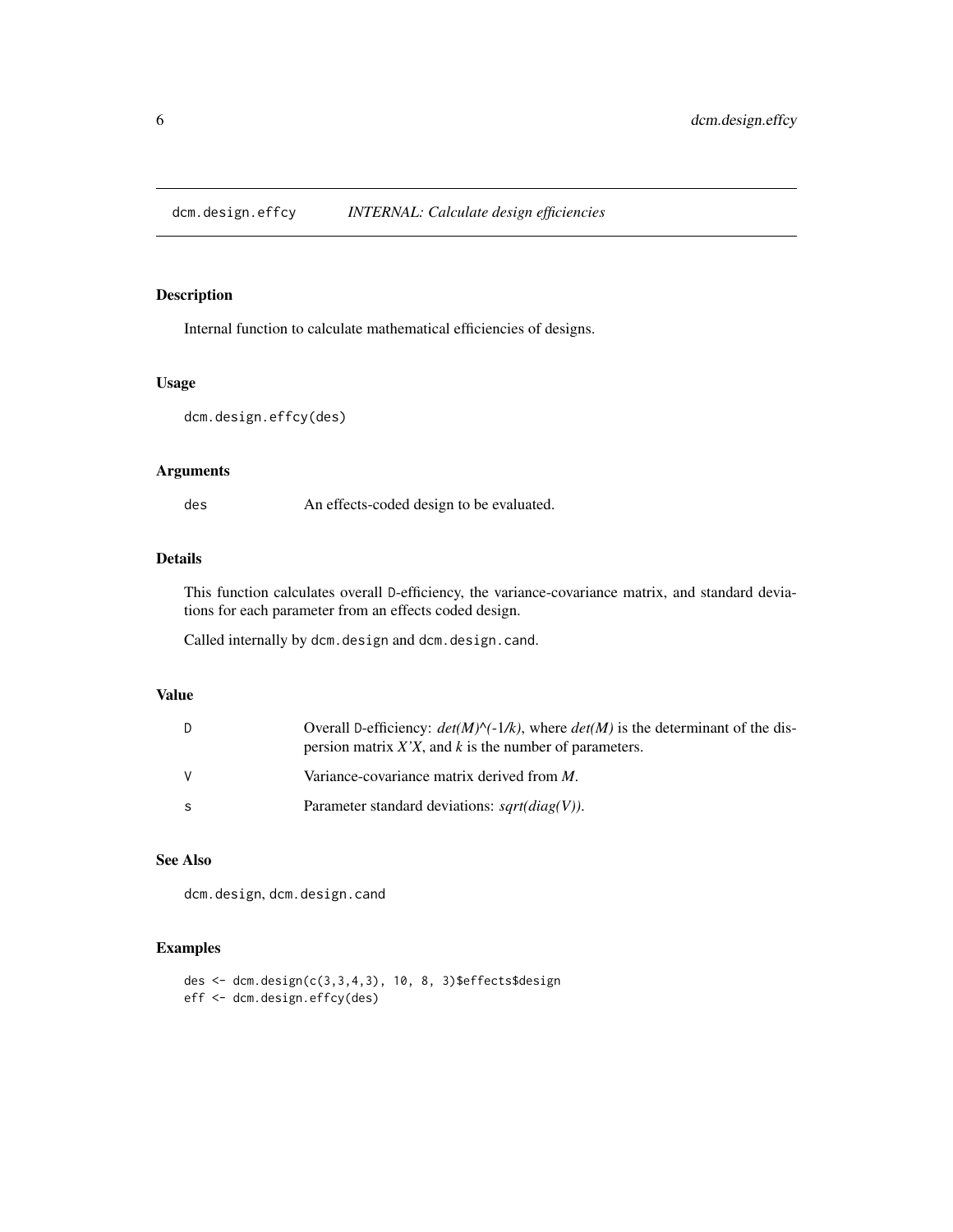## dcm.design.effcy — *INTERNAL: Calculate design efficiencies*

### Description

Internal function to calculate mathematical efficiencies of designs.

### Usage

```
dcm.design.effcy(des)
```

### Arguments

| | |
|---|---|
| des | An effects-coded design to be evaluated. |

### Details

This function calculates overall D-efficiency, the variance-covariance matrix, and standard deviations for each parameter from an effects coded design.

Called internally by `dcm.design` and `dcm.design.cand`.

### Value

| | |
|---|---|
| D | Overall D-efficiency: *det(M)^(-1/k)*, where *det(M)* is the determinant of the dispersion matrix *X'X*, and *k* is the number of parameters. |
| V | Variance-covariance matrix derived from *M*. |
| s | Parameter standard deviations: *sqrt(diag(V))*. |

### See Also

`dcm.design`, `dcm.design.cand`

### Examples

```
des <- dcm.design(c(3,3,4,3), 10, 8, 3)$effects$design
eff <- dcm.design.effcy(des)
```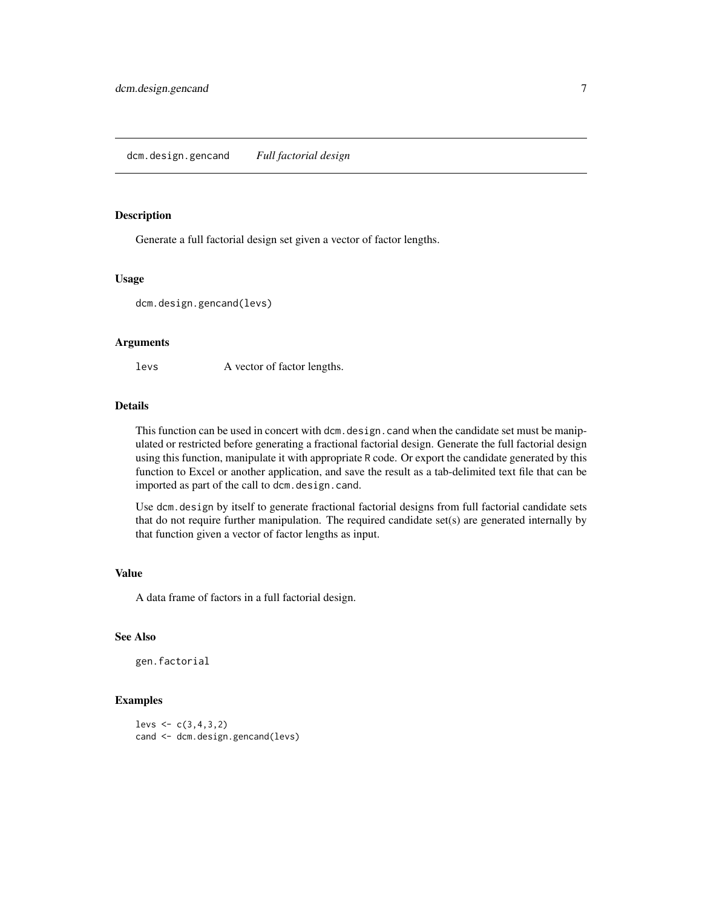## dcm.design.gencand *Full factorial design*

### Description

Generate a full factorial design set given a vector of factor lengths.

### Usage

```
dcm.design.gencand(levs)
```

### Arguments

| | |
|---|---|
| `levs` | A vector of factor lengths. |

### Details

This function can be used in concert with `dcm.design.cand` when the candidate set must be manipulated or restricted before generating a fractional factorial design. Generate the full factorial design using this function, manipulate it with appropriate `R` code. Or export the candidate generated by this function to Excel or another application, and save the result as a tab-delimited text file that can be imported as part of the call to `dcm.design.cand`.

Use `dcm.design` by itself to generate fractional factorial designs from full factorial candidate sets that do not require further manipulation. The required candidate set(s) are generated internally by that function given a vector of factor lengths as input.

### Value

A data frame of factors in a full factorial design.

### See Also

`gen.factorial`

### Examples

```
levs <- c(3,4,3,2)
cand <- dcm.design.gencand(levs)
```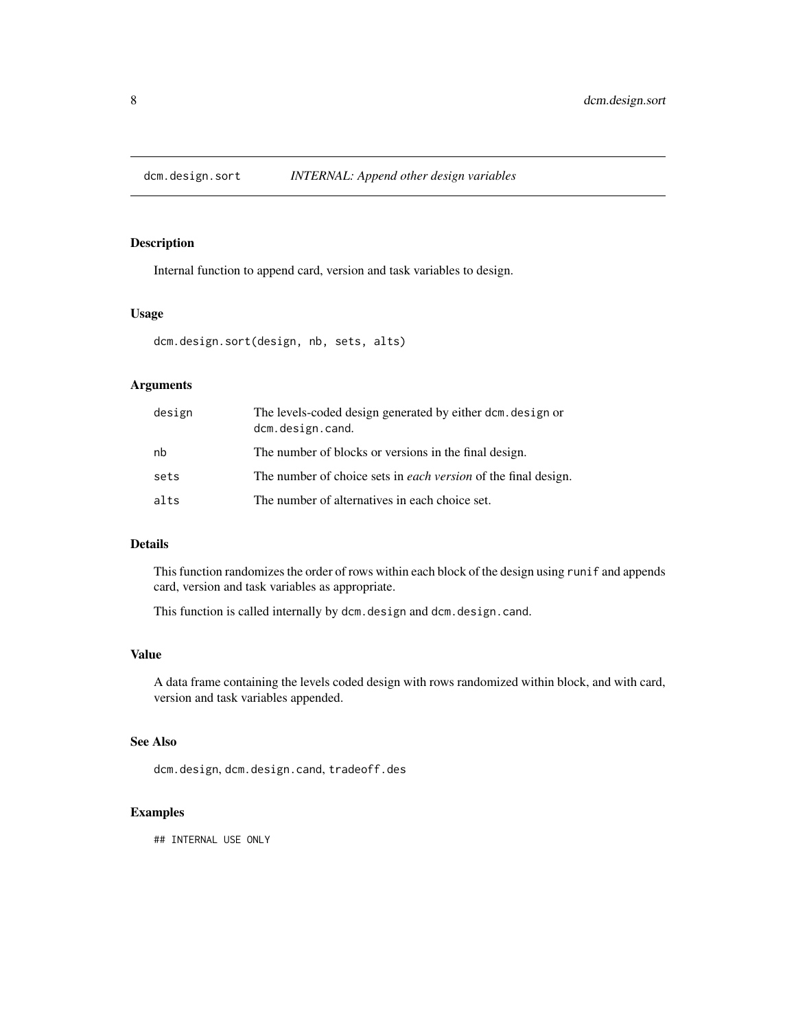# dcm.design.sort — *INTERNAL: Append other design variables*

## Description

Internal function to append card, version and task variables to design.

## Usage

```
dcm.design.sort(design, nb, sets, alts)
```

## Arguments

| | |
|---|---|
| design | The levels-coded design generated by either `dcm.design` or `dcm.design.cand`. |
| nb | The number of blocks or versions in the final design. |
| sets | The number of choice sets in *each version* of the final design. |
| alts | The number of alternatives in each choice set. |

## Details

This function randomizes the order of rows within each block of the design using `runif` and appends card, version and task variables as appropriate.

This function is called internally by `dcm.design` and `dcm.design.cand`.

## Value

A data frame containing the levels coded design with rows randomized within block, and with card, version and task variables appended.

## See Also

`dcm.design`, `dcm.design.cand`, `tradeoff.des`

## Examples

```
## INTERNAL USE ONLY
```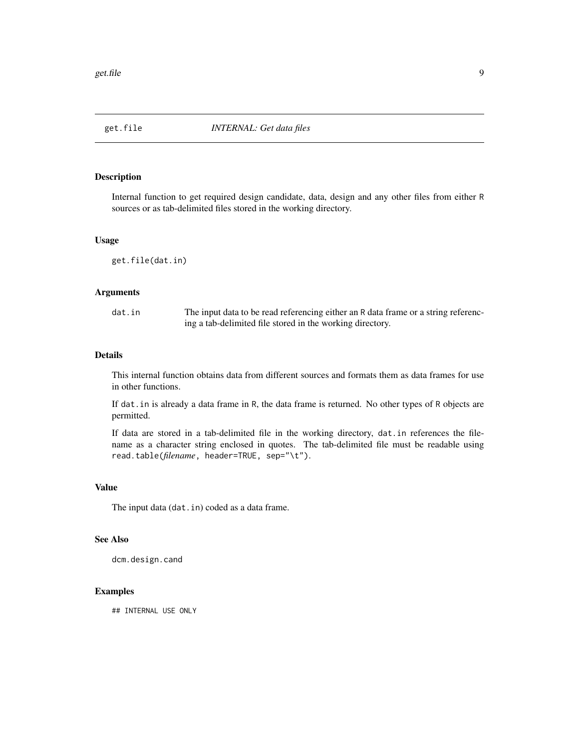## get.file — *INTERNAL: Get data files*

### Description

Internal function to get required design candidate, data, design and any other files from either R sources or as tab-delimited files stored in the working directory.

### Usage

```
get.file(dat.in)
```

### Arguments

| | |
|---|---|
| `dat.in` | The input data to be read referencing either an R data frame or a string referencing a tab-delimited file stored in the working directory. |

### Details

This internal function obtains data from different sources and formats them as data frames for use in other functions.

If `dat.in` is already a data frame in R, the data frame is returned. No other types of R objects are permitted.

If data are stored in a tab-delimited file in the working directory, `dat.in` references the filename as a character string enclosed in quotes. The tab-delimited file must be readable using `read.table(`*filename*`, header=TRUE, sep="\t")`.

### Value

The input data (`dat.in`) coded as a data frame.

### See Also

`dcm.design.cand`

### Examples

```
## INTERNAL USE ONLY
```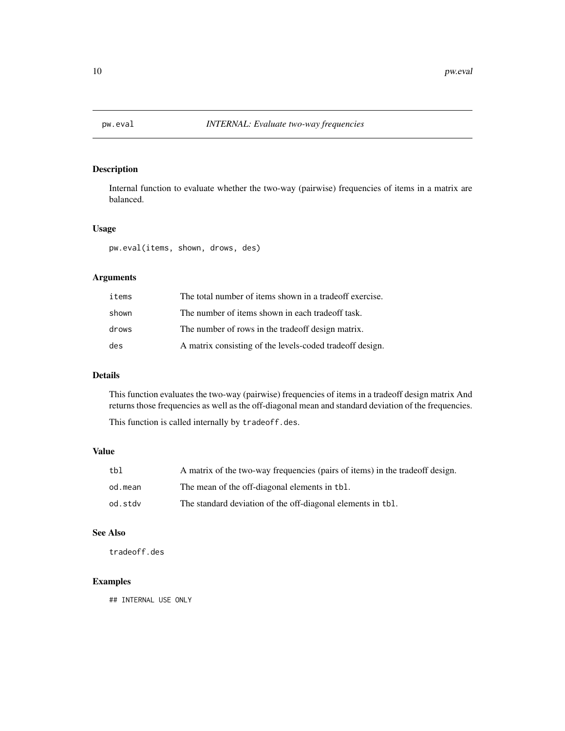# pw.eval — *INTERNAL: Evaluate two-way frequencies*

## Description

Internal function to evaluate whether the two-way (pairwise) frequencies of items in a matrix are balanced.

## Usage

```
pw.eval(items, shown, drows, des)
```

## Arguments

| | |
|---|---|
| `items` | The total number of items shown in a tradeoff exercise. |
| `shown` | The number of items shown in each tradeoff task. |
| `drows` | The number of rows in the tradeoff design matrix. |
| `des` | A matrix consisting of the levels-coded tradeoff design. |

## Details

This function evaluates the two-way (pairwise) frequencies of items in a tradeoff design matrix And returns those frequencies as well as the off-diagonal mean and standard deviation of the frequencies.

This function is called internally by `tradeoff.des`.

## Value

| | |
|---|---|
| `tbl` | A matrix of the two-way frequencies (pairs of items) in the tradeoff design. |
| `od.mean` | The mean of the off-diagonal elements in `tbl`. |
| `od.stdv` | The standard deviation of the off-diagonal elements in `tbl`. |

## See Also

`tradeoff.des`

## Examples

```
## INTERNAL USE ONLY
```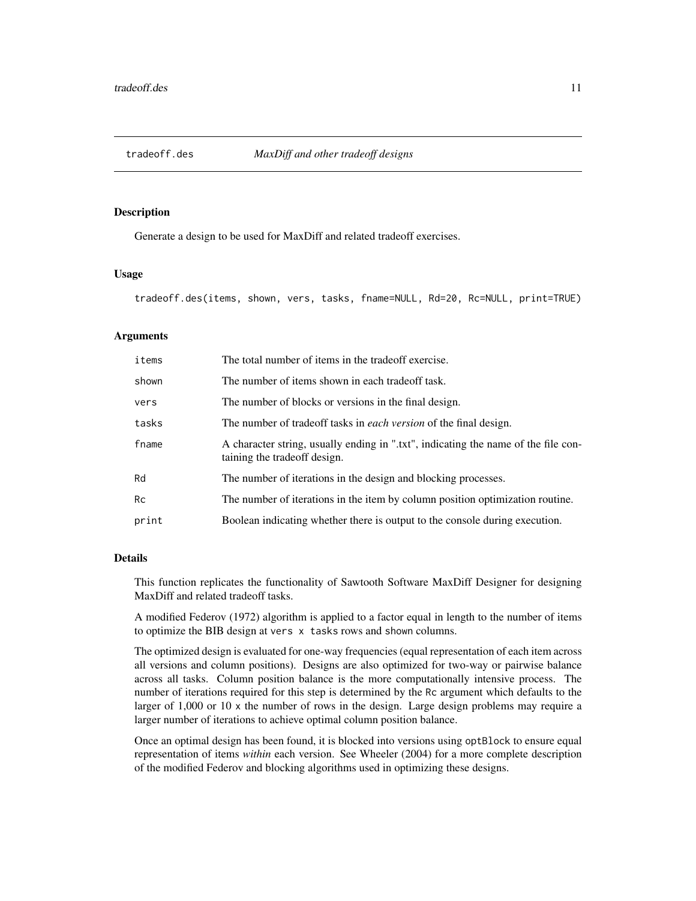# tradeoff.des — *MaxDiff and other tradeoff designs*

## Description

Generate a design to be used for MaxDiff and related tradeoff exercises.

## Usage

```
tradeoff.des(items, shown, vers, tasks, fname=NULL, Rd=20, Rc=NULL, print=TRUE)
```

## Arguments

| | |
|---|---|
| items | The total number of items in the tradeoff exercise. |
| shown | The number of items shown in each tradeoff task. |
| vers | The number of blocks or versions in the final design. |
| tasks | The number of tradeoff tasks in *each version* of the final design. |
| fname | A character string, usually ending in ".txt", indicating the name of the file containing the tradeoff design. |
| Rd | The number of iterations in the design and blocking processes. |
| Rc | The number of iterations in the item by column position optimization routine. |
| print | Boolean indicating whether there is output to the console during execution. |

## Details

This function replicates the functionality of Sawtooth Software MaxDiff Designer for designing MaxDiff and related tradeoff tasks.

A modified Federov (1972) algorithm is applied to a factor equal in length to the number of items to optimize the BIB design at `vers x tasks` rows and `shown` columns.

The optimized design is evaluated for one-way frequencies (equal representation of each item across all versions and column positions). Designs are also optimized for two-way or pairwise balance across all tasks. Column position balance is the more computationally intensive process. The number of iterations required for this step is determined by the `Rc` argument which defaults to the larger of 1,000 or 10 `x` the number of rows in the design. Large design problems may require a larger number of iterations to achieve optimal column position balance.

Once an optimal design has been found, it is blocked into versions using `optBlock` to ensure equal representation of items *within* each version. See Wheeler (2004) for a more complete description of the modified Federov and blocking algorithms used in optimizing these designs.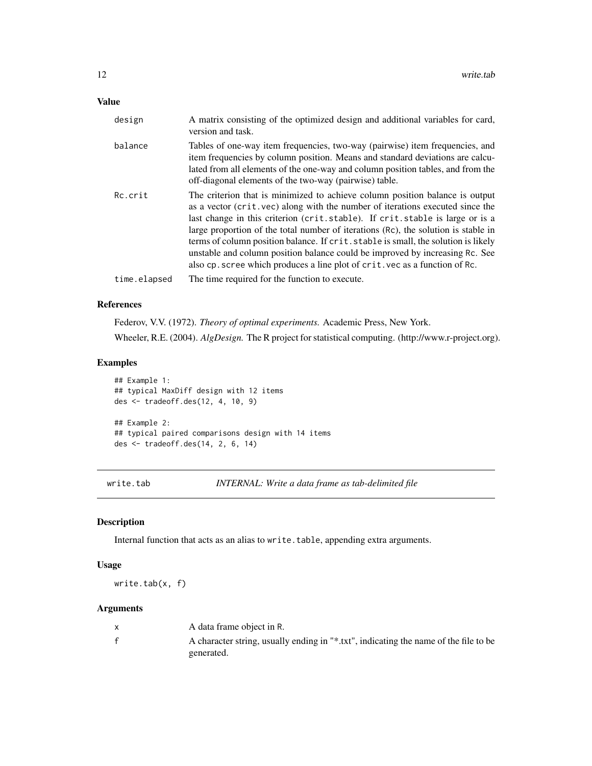### Value

| | |
|---|---|
| design | A matrix consisting of the optimized design and additional variables for card, version and task. |
| balance | Tables of one-way item frequencies, two-way (pairwise) item frequencies, and item frequencies by column position. Means and standard deviations are calculated from all elements of the one-way and column position tables, and from the off-diagonal elements of the two-way (pairwise) table. |
| Rc.crit | The criterion that is minimized to achieve column position balance is output as a vector (`crit.vec`) along with the number of iterations executed since the last change in this criterion (`crit.stable`). If `crit.stable` is large or is a large proportion of the total number of iterations (`Rc`), the solution is stable in terms of column position balance. If `crit.stable` is small, the solution is likely unstable and column position balance could be improved by increasing `Rc`. See also `cp.scree` which produces a line plot of `crit.vec` as a function of `Rc`. |
| time.elapsed | The time required for the function to execute. |

### References

Federov, V.V. (1972). *Theory of optimal experiments.* Academic Press, New York.

Wheeler, R.E. (2004). *AlgDesign.* The R project for statistical computing. (http://www.r-project.org).

### Examples

```
## Example 1:
## typical MaxDiff design with 12 items
des <- tradeoff.des(12, 4, 10, 9)

## Example 2:
## typical paired comparisons design with 14 items
des <- tradeoff.des(14, 2, 6, 14)
```

---

## write.tab — *INTERNAL: Write a data frame as tab-delimited file*

### Description

Internal function that acts as an alias to `write.table`, appending extra arguments.

### Usage

```
write.tab(x, f)
```

### Arguments

| | |
|---|---|
| x | A data frame object in R. |
| f | A character string, usually ending in "*.txt", indicating the name of the file to be generated. |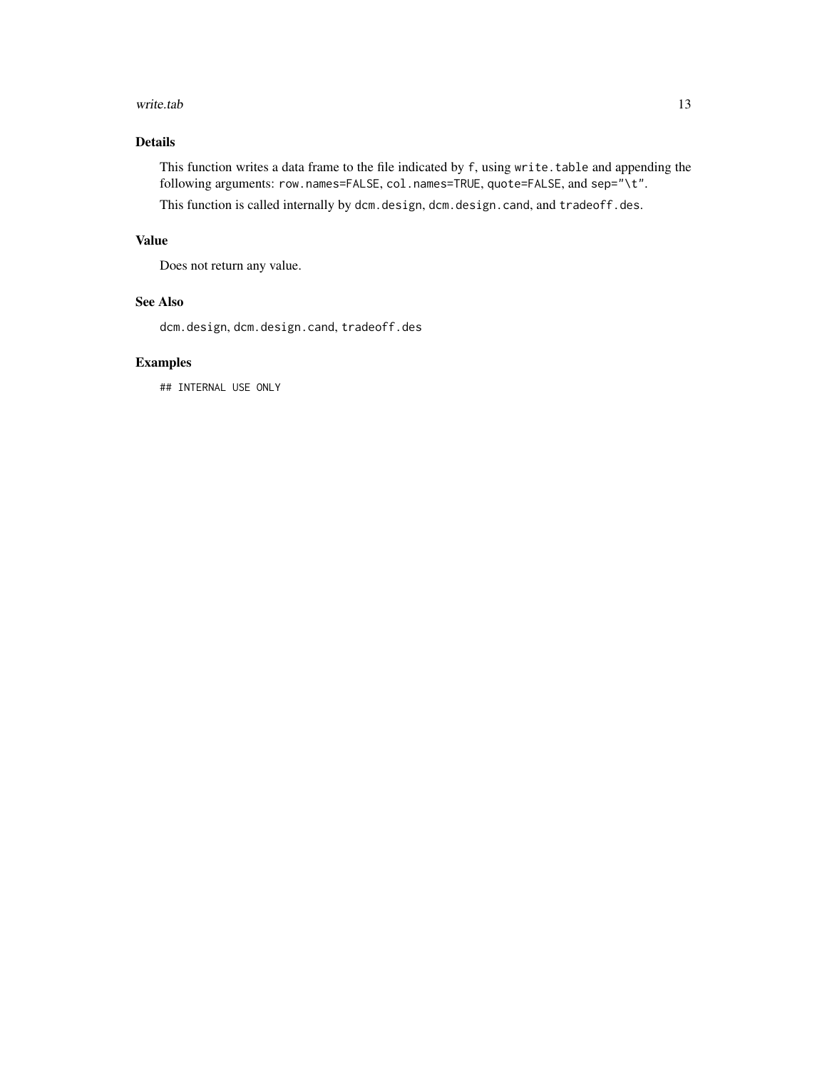## Details

This function writes a data frame to the file indicated by `f`, using `write.table` and appending the following arguments: `row.names=FALSE`, `col.names=TRUE`, `quote=FALSE`, and `sep="\t"`.

This function is called internally by `dcm.design`, `dcm.design.cand`, and `tradeoff.des`.

## Value

Does not return any value.

## See Also

`dcm.design`, `dcm.design.cand`, `tradeoff.des`

## Examples

```
## INTERNAL USE ONLY
```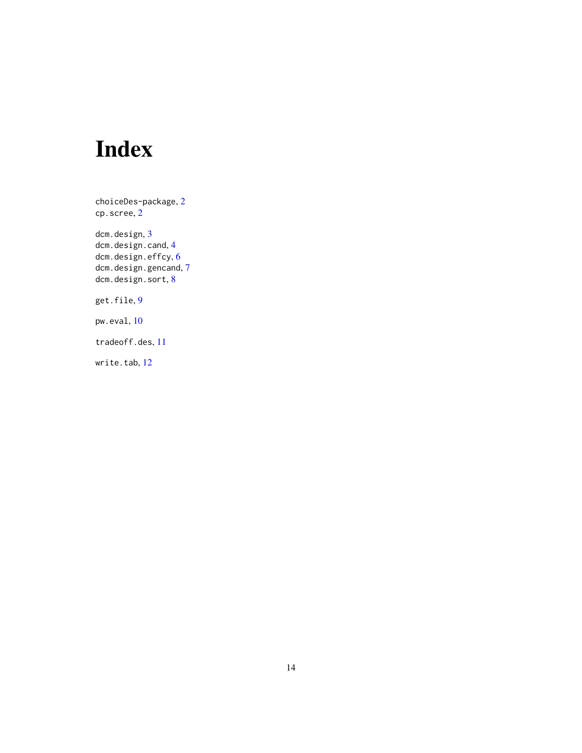# Index

choiceDes-package, 2
cp.scree, 2

dcm.design, 3
dcm.design.cand, 4
dcm.design.effcy, 6
dcm.design.gencand, 7
dcm.design.sort, 8

get.file, 9

pw.eval, 10

tradeoff.des, 11

write.tab, 12